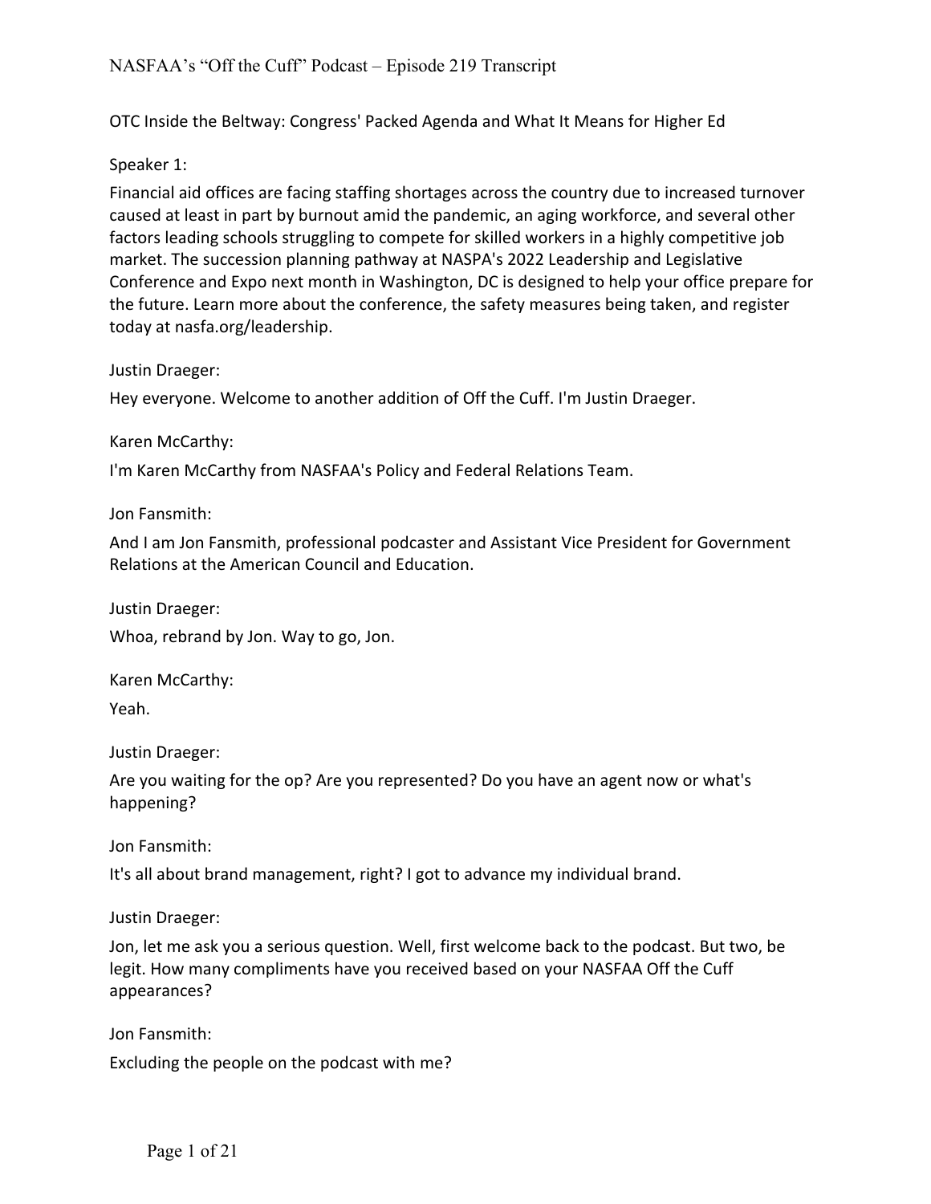OTC Inside the Beltway: Congress' Packed Agenda and What It Means for Higher Ed

Speaker 1:

Financial aid offices are facing staffing shortages across the country due to increased turnover caused at least in part by burnout amid the pandemic, an aging workforce, and several other factors leading schools struggling to compete for skilled workers in a highly competitive job market. The succession planning pathway at NASPA's 2022 Leadership and Legislative Conference and Expo next month in Washington, DC is designed to help your office prepare for the future. Learn more about the conference, the safety measures being taken, and register today at nasfa.org/leadership.

Justin Draeger:

Hey everyone. Welcome to another addition of Off the Cuff. I'm Justin Draeger.

Karen McCarthy:

I'm Karen McCarthy from NASFAA's Policy and Federal Relations Team.

Jon Fansmith:

And I am Jon Fansmith, professional podcaster and Assistant Vice President for Government Relations at the American Council and Education.

Justin Draeger:

Whoa, rebrand by Jon. Way to go, Jon.

Karen McCarthy:

Yeah.

Justin Draeger:

Are you waiting for the op? Are you represented? Do you have an agent now or what's happening?

Jon Fansmith:

It's all about brand management, right? I got to advance my individual brand.

Justin Draeger:

Jon, let me ask you a serious question. Well, first welcome back to the podcast. But two, be legit. How many compliments have you received based on your NASFAA Off the Cuff appearances?

Jon Fansmith:

Excluding the people on the podcast with me?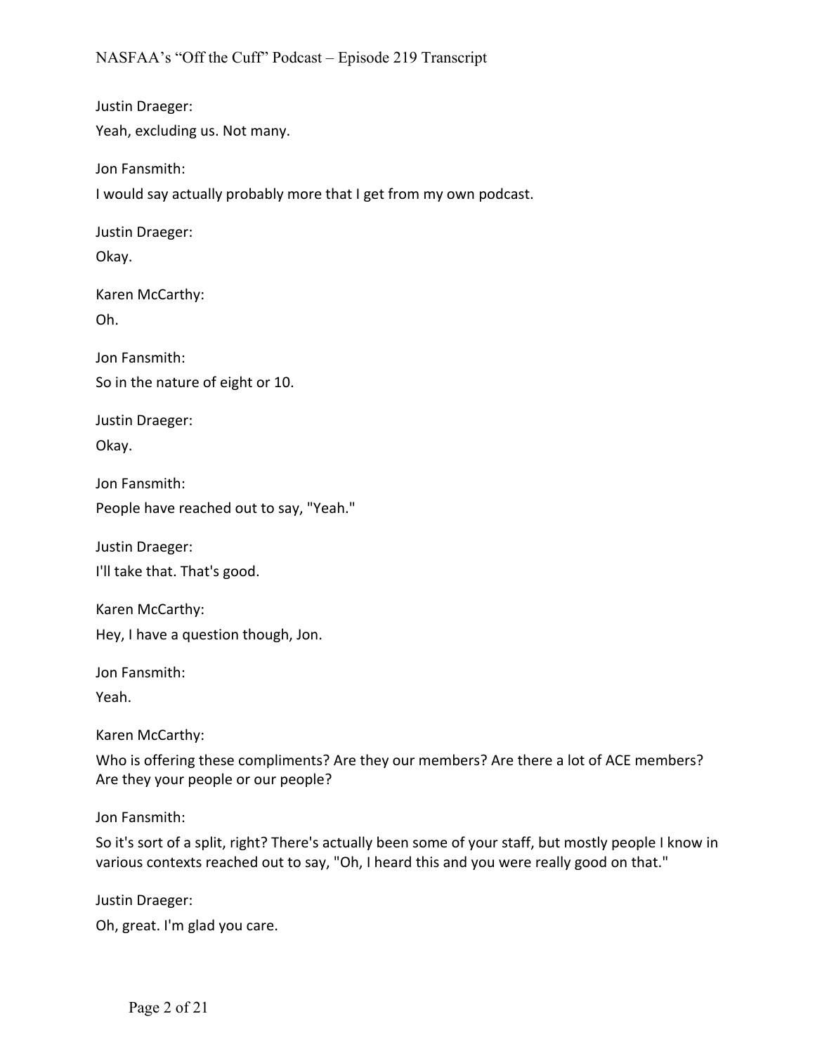Justin Draeger:

Yeah, excluding us. Not many.

Jon Fansmith:

I would say actually probably more that I get from my own podcast.

Justin Draeger:

Okay.

Karen McCarthy:

Oh.

Jon Fansmith:

So in the nature of eight or 10.

Justin Draeger:

Okay.

Jon Fansmith:

People have reached out to say, "Yeah."

Justin Draeger:

I'll take that. That's good.

Karen McCarthy:

Hey, I have a question though, Jon.

Jon Fansmith:

Yeah.

Karen McCarthy:

Who is offering these compliments? Are they our members? Are there a lot of ACE members? Are they your people or our people?

Jon Fansmith:

So it's sort of a split, right? There's actually been some of your staff, but mostly people I know in various contexts reached out to say, "Oh, I heard this and you were really good on that."

Justin Draeger:

Oh, great. I'm glad you care.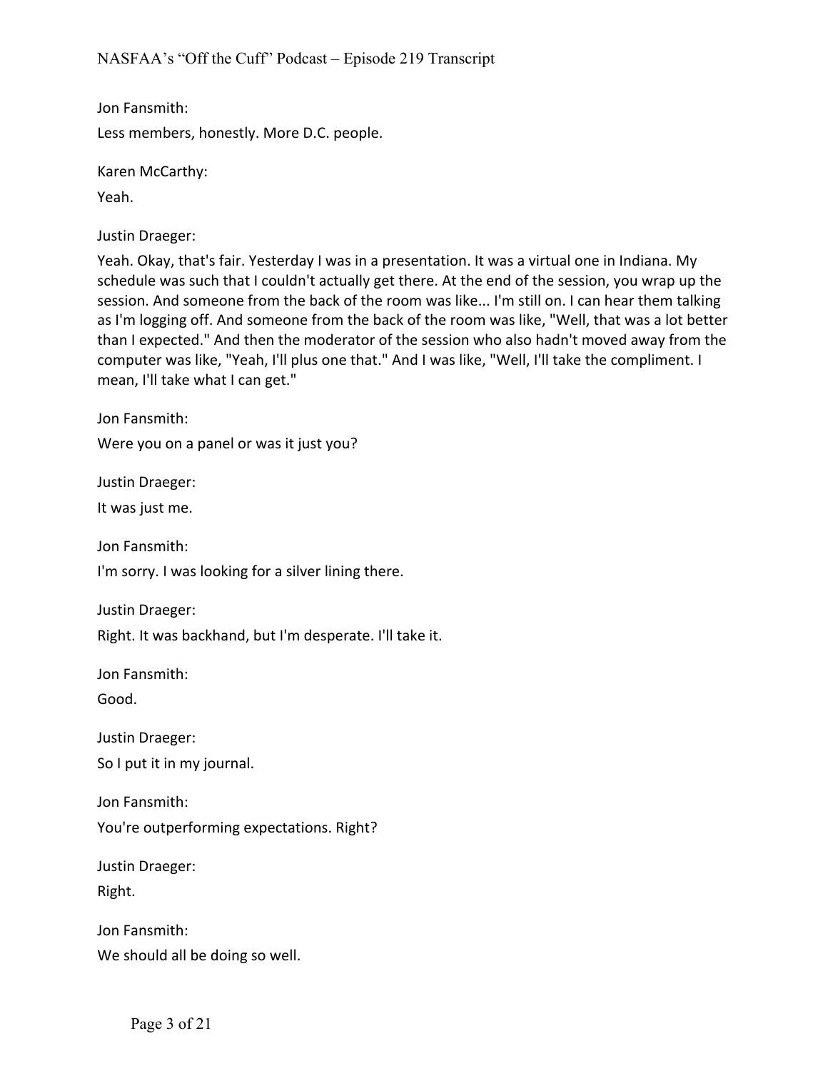Jon Fansmith:

Less members, honestly. More D.C. people.

Karen McCarthy:

Yeah.

Justin Draeger:

Yeah. Okay, that's fair. Yesterday I was in a presentation. It was a virtual one in Indiana. My schedule was such that I couldn't actually get there. At the end of the session, you wrap up the session. And someone from the back of the room was like... I'm still on. I can hear them talking as I'm logging off. And someone from the back of the room was like, "Well, that was a lot better than I expected." And then the moderator of the session who also hadn't moved away from the computer was like, "Yeah, I'll plus one that." And I was like, "Well, I'll take the compliment. I mean, I'll take what I can get."

Jon Fansmith:

Were you on a panel or was it just you?

Justin Draeger:

It was just me.

Jon Fansmith:

I'm sorry. I was looking for a silver lining there.

Justin Draeger:

Right. It was backhand, but I'm desperate. I'll take it.

Jon Fansmith:

Good.

Justin Draeger:

So I put it in my journal.

Jon Fansmith:

You're outperforming expectations. Right?

Justin Draeger:

Right.

Jon Fansmith:

We should all be doing so well.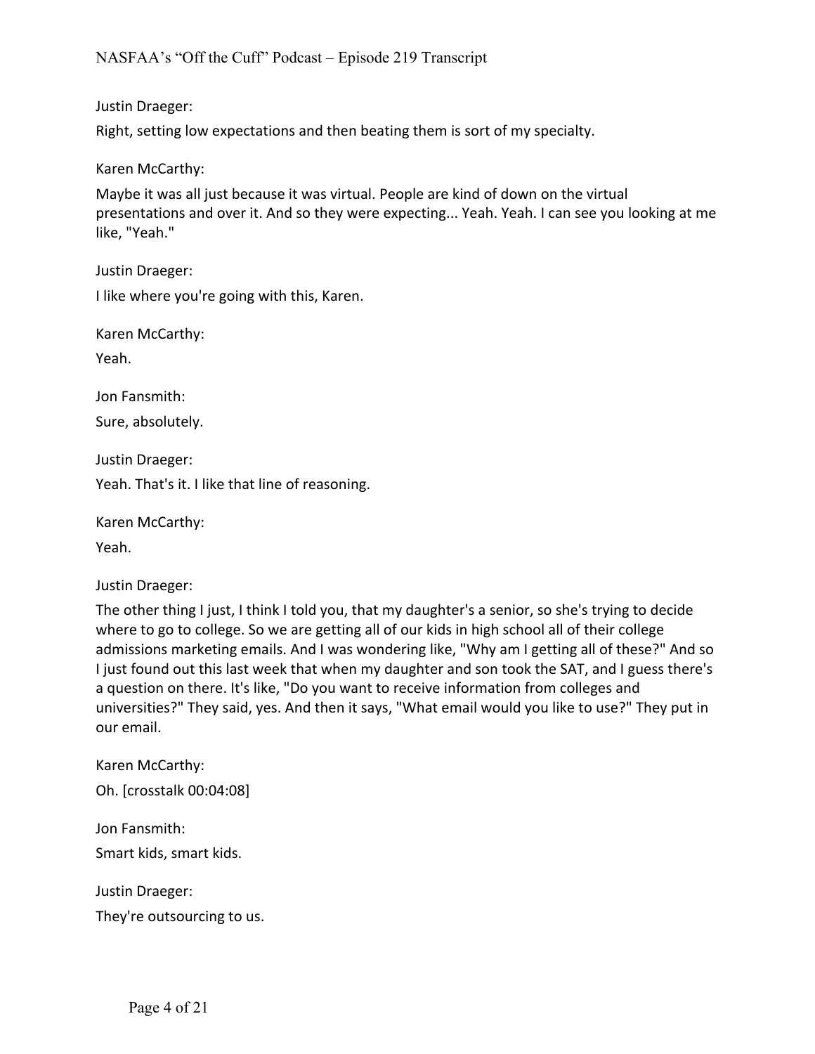Justin Draeger:

Right, setting low expectations and then beating them is sort of my specialty.

Karen McCarthy:

Maybe it was all just because it was virtual. People are kind of down on the virtual presentations and over it. And so they were expecting... Yeah. Yeah. I can see you looking at me like, "Yeah."

Justin Draeger:

I like where you're going with this, Karen.

Karen McCarthy:

Yeah.

Jon Fansmith:

Sure, absolutely.

Justin Draeger:

Yeah. That's it. I like that line of reasoning.

Karen McCarthy:

Yeah.

Justin Draeger:

The other thing I just, I think I told you, that my daughter's a senior, so she's trying to decide where to go to college. So we are getting all of our kids in high school all of their college admissions marketing emails. And I was wondering like, "Why am I getting all of these?" And so I just found out this last week that when my daughter and son took the SAT, and I guess there's a question on there. It's like, "Do you want to receive information from colleges and universities?" They said, yes. And then it says, "What email would you like to use?" They put in our email.

Karen McCarthy:

Oh. [crosstalk 00:04:08]

Jon Fansmith:

Smart kids, smart kids.

Justin Draeger:

They're outsourcing to us.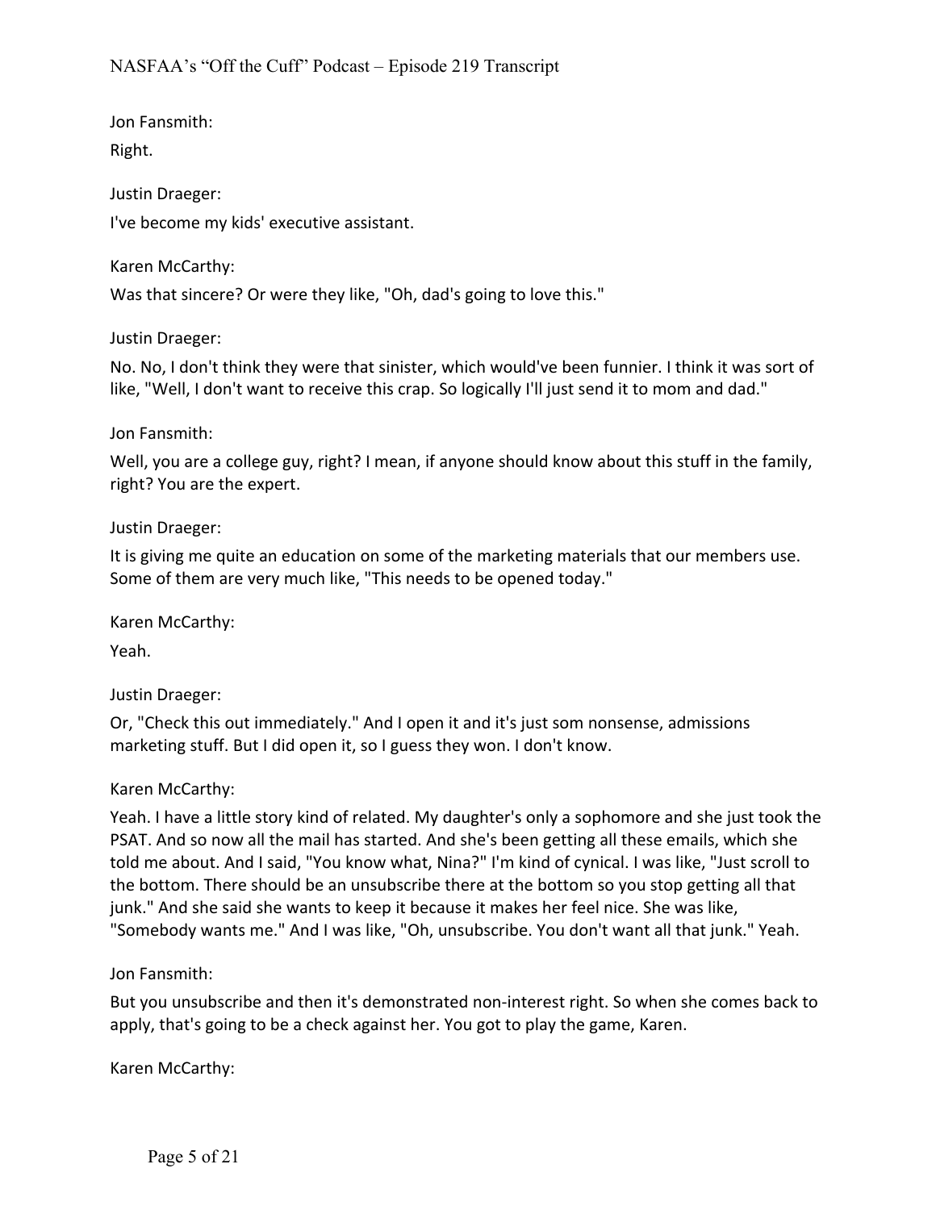Jon Fansmith:

Right.

Justin Draeger:

I've become my kids' executive assistant.

Karen McCarthy:

Was that sincere? Or were they like, "Oh, dad's going to love this."

Justin Draeger:

No. No, I don't think they were that sinister, which would've been funnier. I think it was sort of like, "Well, I don't want to receive this crap. So logically I'll just send it to mom and dad."

Jon Fansmith:

Well, you are a college guy, right? I mean, if anyone should know about this stuff in the family, right? You are the expert.

Justin Draeger:

It is giving me quite an education on some of the marketing materials that our members use. Some of them are very much like, "This needs to be opened today."

Karen McCarthy:

Yeah.

Justin Draeger:

Or, "Check this out immediately." And I open it and it's just som nonsense, admissions marketing stuff. But I did open it, so I guess they won. I don't know.

Karen McCarthy:

Yeah. I have a little story kind of related. My daughter's only a sophomore and she just took the PSAT. And so now all the mail has started. And she's been getting all these emails, which she told me about. And I said, "You know what, Nina?" I'm kind of cynical. I was like, "Just scroll to the bottom. There should be an unsubscribe there at the bottom so you stop getting all that junk." And she said she wants to keep it because it makes her feel nice. She was like, "Somebody wants me." And I was like, "Oh, unsubscribe. You don't want all that junk." Yeah.

Jon Fansmith:

But you unsubscribe and then it's demonstrated non-interest right. So when she comes back to apply, that's going to be a check against her. You got to play the game, Karen.

Karen McCarthy: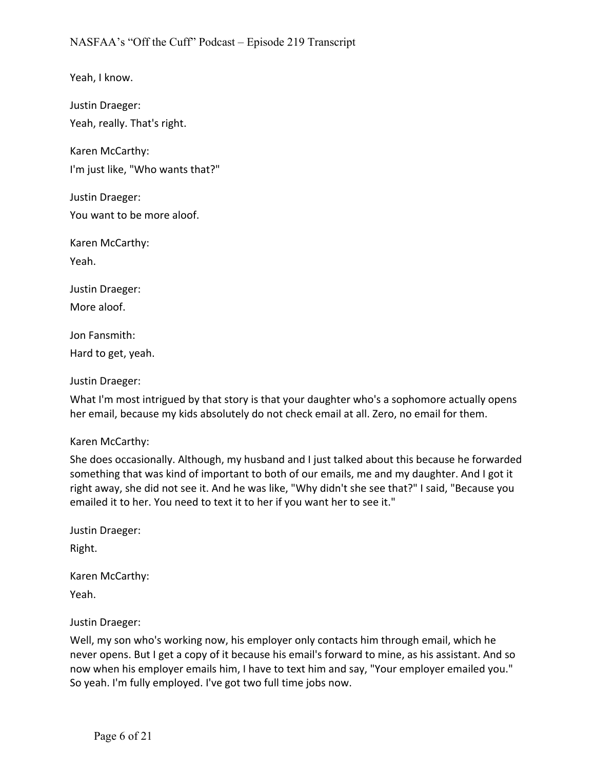Yeah, I know.

Justin Draeger:

Yeah, really. That's right.

Karen McCarthy:

I'm just like, "Who wants that?"

Justin Draeger:

You want to be more aloof.

Karen McCarthy:

Yeah.

Justin Draeger:

More aloof.

Jon Fansmith:

Hard to get, yeah.

Justin Draeger:

What I'm most intrigued by that story is that your daughter who's a sophomore actually opens her email, because my kids absolutely do not check email at all. Zero, no email for them.

Karen McCarthy:

She does occasionally. Although, my husband and I just talked about this because he forwarded something that was kind of important to both of our emails, me and my daughter. And I got it right away, she did not see it. And he was like, "Why didn't she see that?" I said, "Because you emailed it to her. You need to text it to her if you want her to see it."

Justin Draeger:

Right.

Karen McCarthy:

Yeah.

Justin Draeger:

Well, my son who's working now, his employer only contacts him through email, which he never opens. But I get a copy of it because his email's forward to mine, as his assistant. And so now when his employer emails him, I have to text him and say, "Your employer emailed you." So yeah. I'm fully employed. I've got two full time jobs now.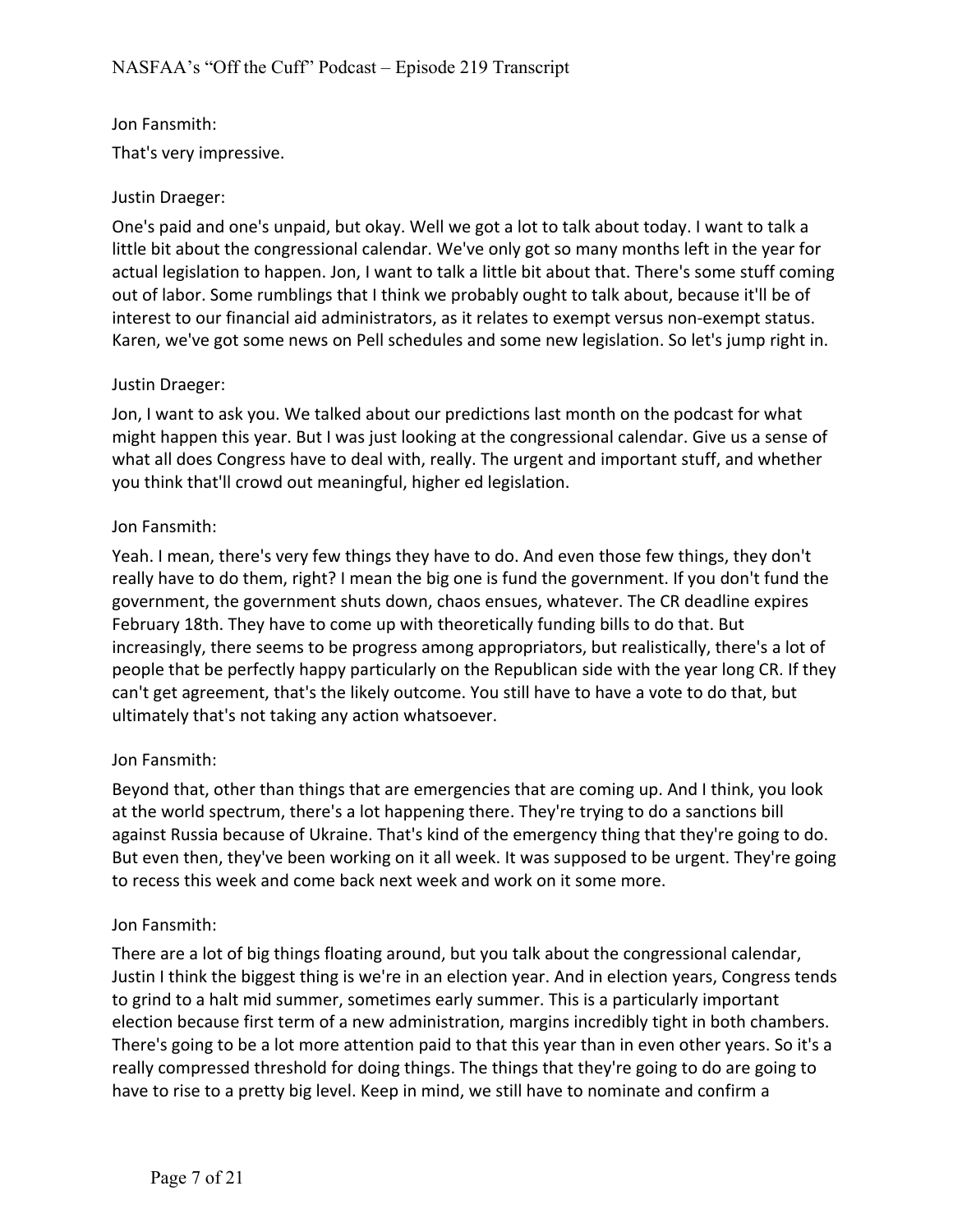Jon Fansmith:

That's very impressive.

Justin Draeger:

One's paid and one's unpaid, but okay. Well we got a lot to talk about today. I want to talk a little bit about the congressional calendar. We've only got so many months left in the year for actual legislation to happen. Jon, I want to talk a little bit about that. There's some stuff coming out of labor. Some rumblings that I think we probably ought to talk about, because it'll be of interest to our financial aid administrators, as it relates to exempt versus non-exempt status. Karen, we've got some news on Pell schedules and some new legislation. So let's jump right in.

Justin Draeger:

Jon, I want to ask you. We talked about our predictions last month on the podcast for what might happen this year. But I was just looking at the congressional calendar. Give us a sense of what all does Congress have to deal with, really. The urgent and important stuff, and whether you think that'll crowd out meaningful, higher ed legislation.

Jon Fansmith:

Yeah. I mean, there's very few things they have to do. And even those few things, they don't really have to do them, right? I mean the big one is fund the government. If you don't fund the government, the government shuts down, chaos ensues, whatever. The CR deadline expires February 18th. They have to come up with theoretically funding bills to do that. But increasingly, there seems to be progress among appropriators, but realistically, there's a lot of people that be perfectly happy particularly on the Republican side with the year long CR. If they can't get agreement, that's the likely outcome. You still have to have a vote to do that, but ultimately that's not taking any action whatsoever.

Jon Fansmith:

Beyond that, other than things that are emergencies that are coming up. And I think, you look at the world spectrum, there's a lot happening there. They're trying to do a sanctions bill against Russia because of Ukraine. That's kind of the emergency thing that they're going to do. But even then, they've been working on it all week. It was supposed to be urgent. They're going to recess this week and come back next week and work on it some more.

Jon Fansmith:

There are a lot of big things floating around, but you talk about the congressional calendar, Justin I think the biggest thing is we're in an election year. And in election years, Congress tends to grind to a halt mid summer, sometimes early summer. This is a particularly important election because first term of a new administration, margins incredibly tight in both chambers. There's going to be a lot more attention paid to that this year than in even other years. So it's a really compressed threshold for doing things. The things that they're going to do are going to have to rise to a pretty big level. Keep in mind, we still have to nominate and confirm a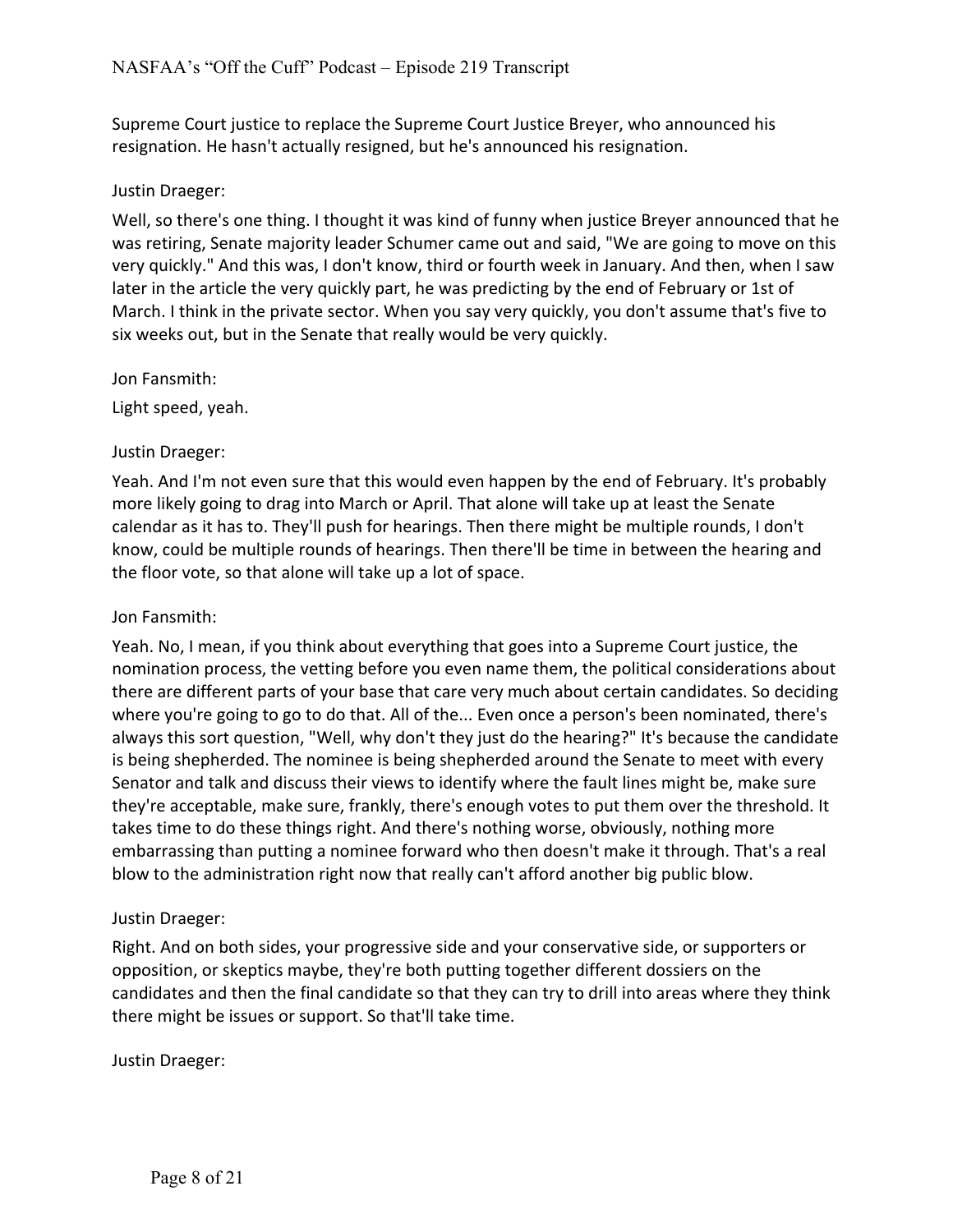Supreme Court justice to replace the Supreme Court Justice Breyer, who announced his resignation. He hasn't actually resigned, but he's announced his resignation.

Justin Draeger:

Well, so there's one thing. I thought it was kind of funny when justice Breyer announced that he was retiring, Senate majority leader Schumer came out and said, "We are going to move on this very quickly." And this was, I don't know, third or fourth week in January. And then, when I saw later in the article the very quickly part, he was predicting by the end of February or 1st of March. I think in the private sector. When you say very quickly, you don't assume that's five to six weeks out, but in the Senate that really would be very quickly.

Jon Fansmith:

Light speed, yeah.

Justin Draeger:

Yeah. And I'm not even sure that this would even happen by the end of February. It's probably more likely going to drag into March or April. That alone will take up at least the Senate calendar as it has to. They'll push for hearings. Then there might be multiple rounds, I don't know, could be multiple rounds of hearings. Then there'll be time in between the hearing and the floor vote, so that alone will take up a lot of space.

Jon Fansmith:

Yeah. No, I mean, if you think about everything that goes into a Supreme Court justice, the nomination process, the vetting before you even name them, the political considerations about there are different parts of your base that care very much about certain candidates. So deciding where you're going to go to do that. All of the... Even once a person's been nominated, there's always this sort question, "Well, why don't they just do the hearing?" It's because the candidate is being shepherded. The nominee is being shepherded around the Senate to meet with every Senator and talk and discuss their views to identify where the fault lines might be, make sure they're acceptable, make sure, frankly, there's enough votes to put them over the threshold. It takes time to do these things right. And there's nothing worse, obviously, nothing more embarrassing than putting a nominee forward who then doesn't make it through. That's a real blow to the administration right now that really can't afford another big public blow.

Justin Draeger:

Right. And on both sides, your progressive side and your conservative side, or supporters or opposition, or skeptics maybe, they're both putting together different dossiers on the candidates and then the final candidate so that they can try to drill into areas where they think there might be issues or support. So that'll take time.

Justin Draeger: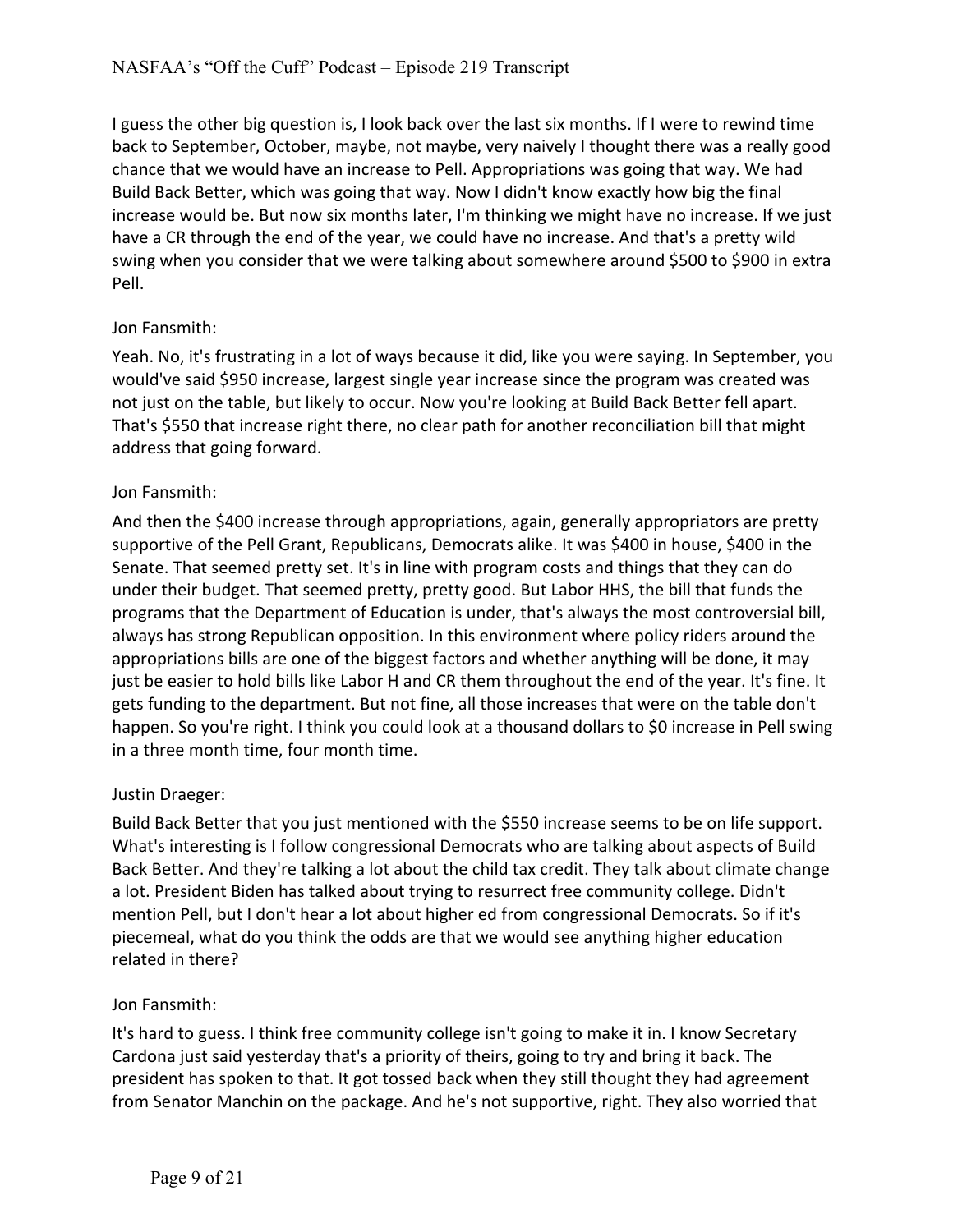I guess the other big question is, I look back over the last six months. If I were to rewind time back to September, October, maybe, not maybe, very naively I thought there was a really good chance that we would have an increase to Pell. Appropriations was going that way. We had Build Back Better, which was going that way. Now I didn't know exactly how big the final increase would be. But now six months later, I'm thinking we might have no increase. If we just have a CR through the end of the year, we could have no increase. And that's a pretty wild swing when you consider that we were talking about somewhere around $500 to $900 in extra Pell.

Jon Fansmith:

Yeah. No, it's frustrating in a lot of ways because it did, like you were saying. In September, you would've said $950 increase, largest single year increase since the program was created was not just on the table, but likely to occur. Now you're looking at Build Back Better fell apart. That's $550 that increase right there, no clear path for another reconciliation bill that might address that going forward.

Jon Fansmith:

And then the $400 increase through appropriations, again, generally appropriators are pretty supportive of the Pell Grant, Republicans, Democrats alike. It was $400 in house, $400 in the Senate. That seemed pretty set. It's in line with program costs and things that they can do under their budget. That seemed pretty, pretty good. But Labor HHS, the bill that funds the programs that the Department of Education is under, that's always the most controversial bill, always has strong Republican opposition. In this environment where policy riders around the appropriations bills are one of the biggest factors and whether anything will be done, it may just be easier to hold bills like Labor H and CR them throughout the end of the year. It's fine. It gets funding to the department. But not fine, all those increases that were on the table don't happen. So you're right. I think you could look at a thousand dollars to $0 increase in Pell swing in a three month time, four month time.

Justin Draeger:

Build Back Better that you just mentioned with the $550 increase seems to be on life support. What's interesting is I follow congressional Democrats who are talking about aspects of Build Back Better. And they're talking a lot about the child tax credit. They talk about climate change a lot. President Biden has talked about trying to resurrect free community college. Didn't mention Pell, but I don't hear a lot about higher ed from congressional Democrats. So if it's piecemeal, what do you think the odds are that we would see anything higher education related in there?

Jon Fansmith:

It's hard to guess. I think free community college isn't going to make it in. I know Secretary Cardona just said yesterday that's a priority of theirs, going to try and bring it back. The president has spoken to that. It got tossed back when they still thought they had agreement from Senator Manchin on the package. And he's not supportive, right. They also worried that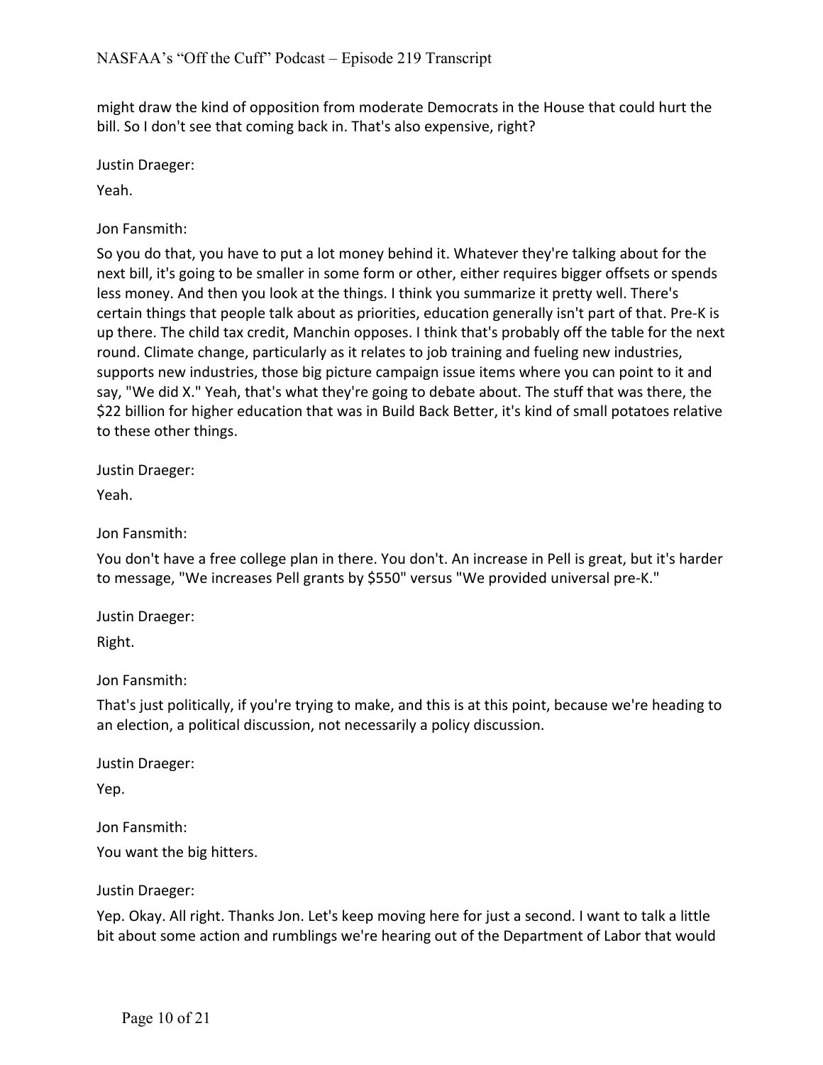might draw the kind of opposition from moderate Democrats in the House that could hurt the bill. So I don't see that coming back in. That's also expensive, right?

Justin Draeger:

Yeah.

Jon Fansmith:

So you do that, you have to put a lot money behind it. Whatever they're talking about for the next bill, it's going to be smaller in some form or other, either requires bigger offsets or spends less money. And then you look at the things. I think you summarize it pretty well. There's certain things that people talk about as priorities, education generally isn't part of that. Pre-K is up there. The child tax credit, Manchin opposes. I think that's probably off the table for the next round. Climate change, particularly as it relates to job training and fueling new industries, supports new industries, those big picture campaign issue items where you can point to it and say, "We did X." Yeah, that's what they're going to debate about. The stuff that was there, the $22 billion for higher education that was in Build Back Better, it's kind of small potatoes relative to these other things.

Justin Draeger:

Yeah.

Jon Fansmith:

You don't have a free college plan in there. You don't. An increase in Pell is great, but it's harder to message, "We increases Pell grants by $550" versus "We provided universal pre-K."

Justin Draeger:

Right.

Jon Fansmith:

That's just politically, if you're trying to make, and this is at this point, because we're heading to an election, a political discussion, not necessarily a policy discussion.

Justin Draeger:

Yep.

Jon Fansmith:

You want the big hitters.

Justin Draeger:

Yep. Okay. All right. Thanks Jon. Let's keep moving here for just a second. I want to talk a little bit about some action and rumblings we're hearing out of the Department of Labor that would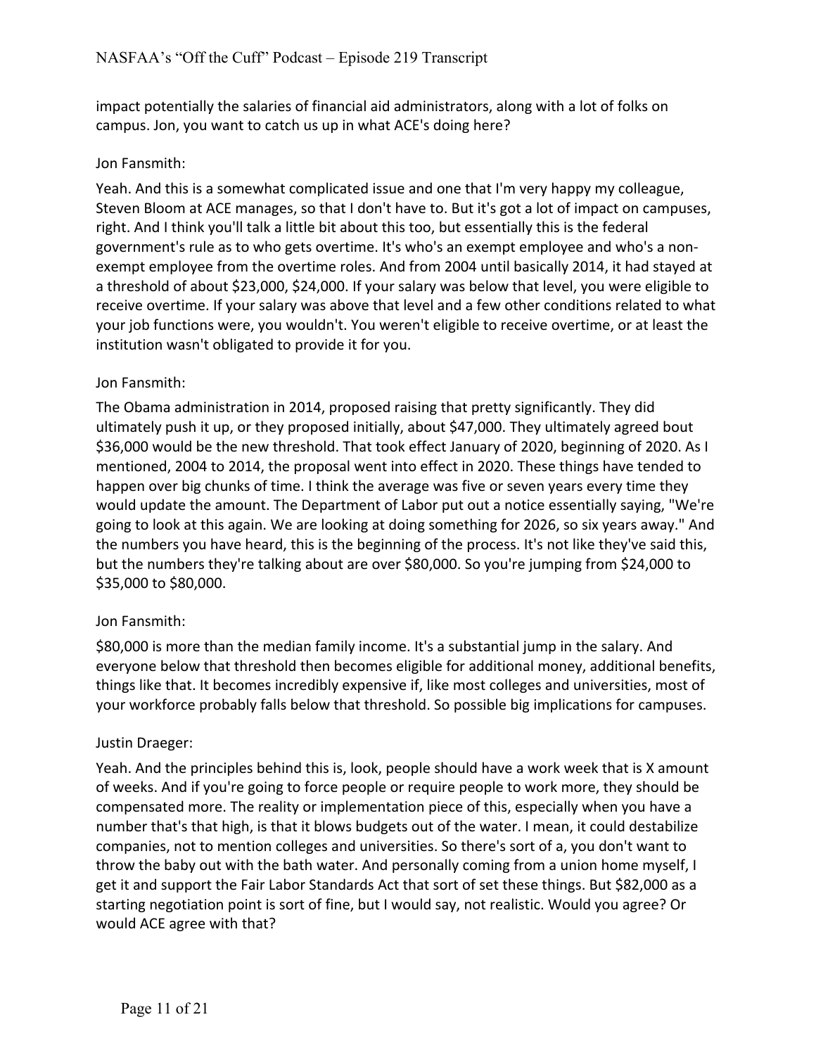impact potentially the salaries of financial aid administrators, along with a lot of folks on campus. Jon, you want to catch us up in what ACE's doing here?

Jon Fansmith:

Yeah. And this is a somewhat complicated issue and one that I'm very happy my colleague, Steven Bloom at ACE manages, so that I don't have to. But it's got a lot of impact on campuses, right. And I think you'll talk a little bit about this too, but essentially this is the federal government's rule as to who gets overtime. It's who's an exempt employee and who's a non-exempt employee from the overtime roles. And from 2004 until basically 2014, it had stayed at a threshold of about $23,000, $24,000. If your salary was below that level, you were eligible to receive overtime. If your salary was above that level and a few other conditions related to what your job functions were, you wouldn't. You weren't eligible to receive overtime, or at least the institution wasn't obligated to provide it for you.

Jon Fansmith:

The Obama administration in 2014, proposed raising that pretty significantly. They did ultimately push it up, or they proposed initially, about $47,000. They ultimately agreed bout $36,000 would be the new threshold. That took effect January of 2020, beginning of 2020. As I mentioned, 2004 to 2014, the proposal went into effect in 2020. These things have tended to happen over big chunks of time. I think the average was five or seven years every time they would update the amount. The Department of Labor put out a notice essentially saying, "We're going to look at this again. We are looking at doing something for 2026, so six years away." And the numbers you have heard, this is the beginning of the process. It's not like they've said this, but the numbers they're talking about are over $80,000. So you're jumping from $24,000 to $35,000 to $80,000.

Jon Fansmith:

$80,000 is more than the median family income. It's a substantial jump in the salary. And everyone below that threshold then becomes eligible for additional money, additional benefits, things like that. It becomes incredibly expensive if, like most colleges and universities, most of your workforce probably falls below that threshold. So possible big implications for campuses.

Justin Draeger:

Yeah. And the principles behind this is, look, people should have a work week that is X amount of weeks. And if you're going to force people or require people to work more, they should be compensated more. The reality or implementation piece of this, especially when you have a number that's that high, is that it blows budgets out of the water. I mean, it could destabilize companies, not to mention colleges and universities. So there's sort of a, you don't want to throw the baby out with the bath water. And personally coming from a union home myself, I get it and support the Fair Labor Standards Act that sort of set these things. But $82,000 as a starting negotiation point is sort of fine, but I would say, not realistic. Would you agree? Or would ACE agree with that?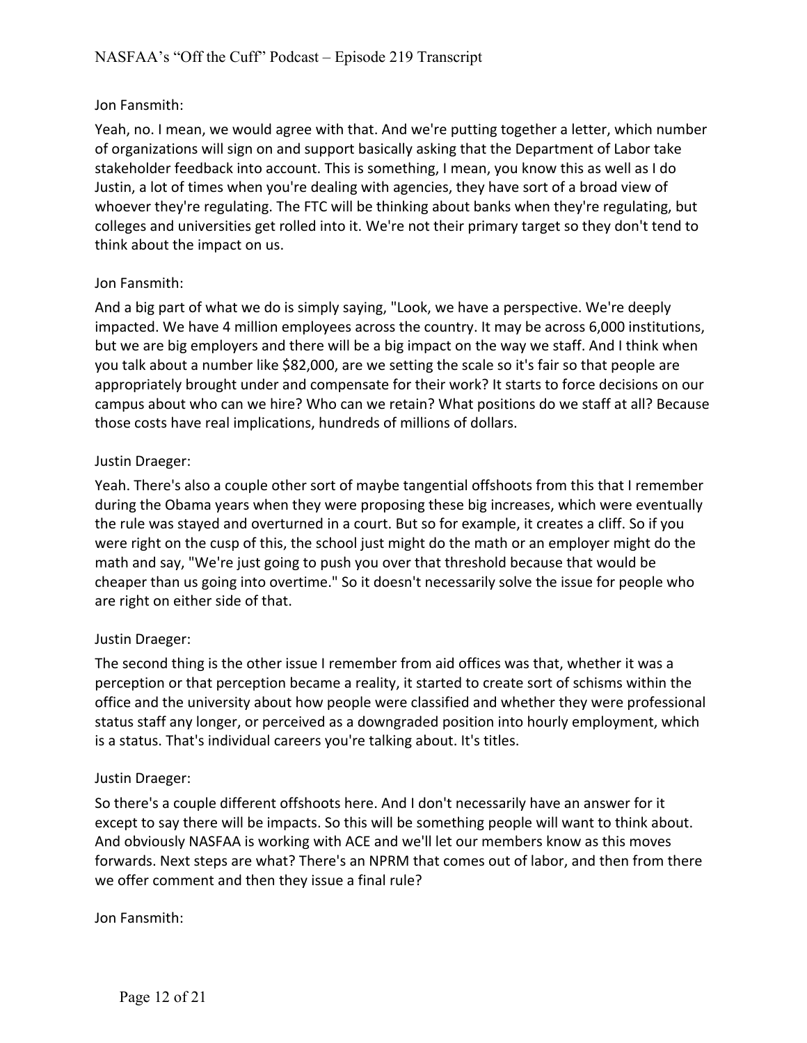Jon Fansmith:

Yeah, no. I mean, we would agree with that. And we're putting together a letter, which number of organizations will sign on and support basically asking that the Department of Labor take stakeholder feedback into account. This is something, I mean, you know this as well as I do Justin, a lot of times when you're dealing with agencies, they have sort of a broad view of whoever they're regulating. The FTC will be thinking about banks when they're regulating, but colleges and universities get rolled into it. We're not their primary target so they don't tend to think about the impact on us.

Jon Fansmith:

And a big part of what we do is simply saying, "Look, we have a perspective. We're deeply impacted. We have 4 million employees across the country. It may be across 6,000 institutions, but we are big employers and there will be a big impact on the way we staff. And I think when you talk about a number like $82,000, are we setting the scale so it's fair so that people are appropriately brought under and compensate for their work? It starts to force decisions on our campus about who can we hire? Who can we retain? What positions do we staff at all? Because those costs have real implications, hundreds of millions of dollars.

Justin Draeger:

Yeah. There's also a couple other sort of maybe tangential offshoots from this that I remember during the Obama years when they were proposing these big increases, which were eventually the rule was stayed and overturned in a court. But so for example, it creates a cliff. So if you were right on the cusp of this, the school just might do the math or an employer might do the math and say, "We're just going to push you over that threshold because that would be cheaper than us going into overtime." So it doesn't necessarily solve the issue for people who are right on either side of that.

Justin Draeger:

The second thing is the other issue I remember from aid offices was that, whether it was a perception or that perception became a reality, it started to create sort of schisms within the office and the university about how people were classified and whether they were professional status staff any longer, or perceived as a downgraded position into hourly employment, which is a status. That's individual careers you're talking about. It's titles.

Justin Draeger:

So there's a couple different offshoots here. And I don't necessarily have an answer for it except to say there will be impacts. So this will be something people will want to think about. And obviously NASFAA is working with ACE and we'll let our members know as this moves forwards. Next steps are what? There's an NPRM that comes out of labor, and then from there we offer comment and then they issue a final rule?

Jon Fansmith: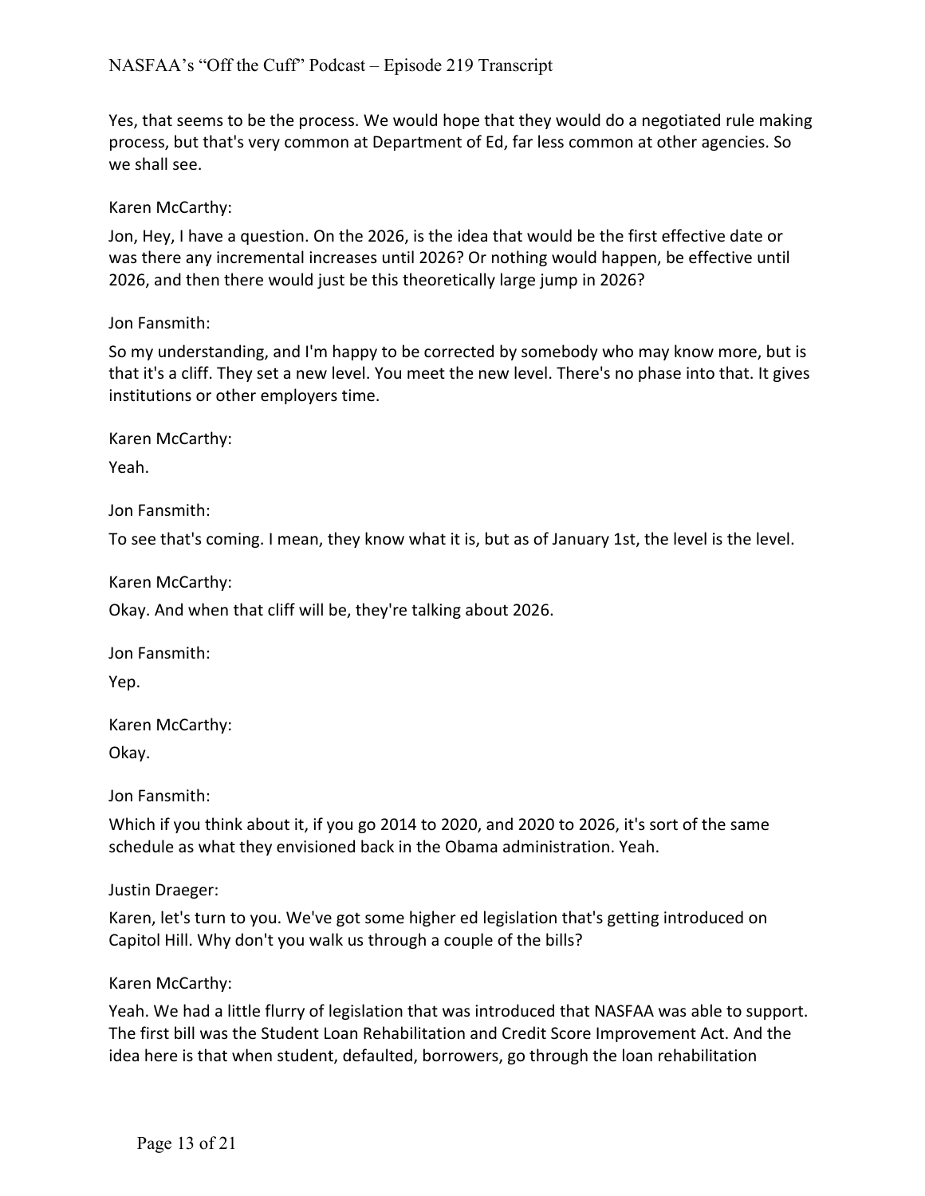Yes, that seems to be the process. We would hope that they would do a negotiated rule making process, but that's very common at Department of Ed, far less common at other agencies. So we shall see.

Karen McCarthy:

Jon, Hey, I have a question. On the 2026, is the idea that would be the first effective date or was there any incremental increases until 2026? Or nothing would happen, be effective until 2026, and then there would just be this theoretically large jump in 2026?

Jon Fansmith:

So my understanding, and I'm happy to be corrected by somebody who may know more, but is that it's a cliff. They set a new level. You meet the new level. There's no phase into that. It gives institutions or other employers time.

Karen McCarthy:

Yeah.

Jon Fansmith:

To see that's coming. I mean, they know what it is, but as of January 1st, the level is the level.

Karen McCarthy:

Okay. And when that cliff will be, they're talking about 2026.

Jon Fansmith:

Yep.

Karen McCarthy:

Okay.

Jon Fansmith:

Which if you think about it, if you go 2014 to 2020, and 2020 to 2026, it's sort of the same schedule as what they envisioned back in the Obama administration. Yeah.

Justin Draeger:

Karen, let's turn to you. We've got some higher ed legislation that's getting introduced on Capitol Hill. Why don't you walk us through a couple of the bills?

Karen McCarthy:

Yeah. We had a little flurry of legislation that was introduced that NASFAA was able to support. The first bill was the Student Loan Rehabilitation and Credit Score Improvement Act. And the idea here is that when student, defaulted, borrowers, go through the loan rehabilitation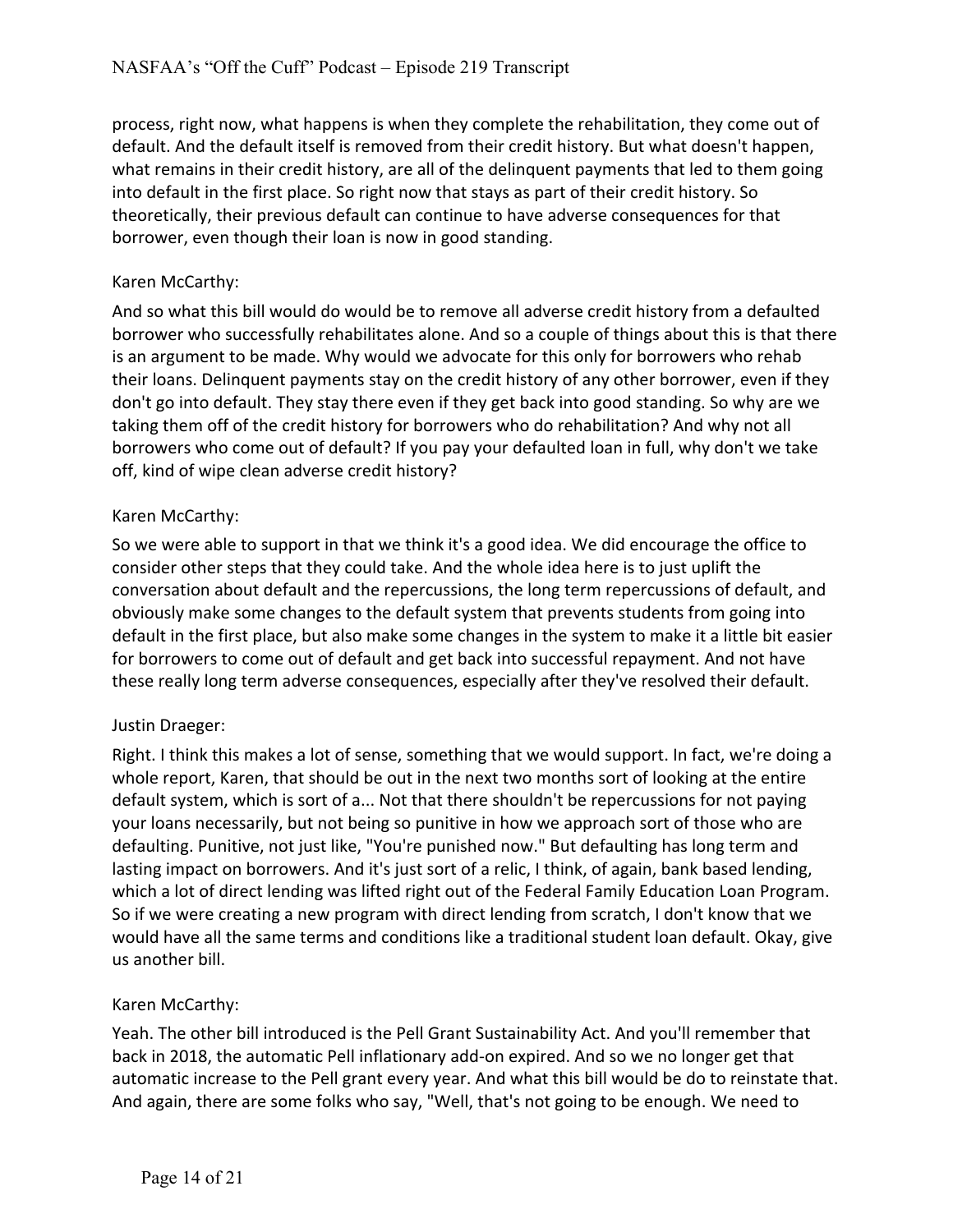process, right now, what happens is when they complete the rehabilitation, they come out of default. And the default itself is removed from their credit history. But what doesn't happen, what remains in their credit history, are all of the delinquent payments that led to them going into default in the first place. So right now that stays as part of their credit history. So theoretically, their previous default can continue to have adverse consequences for that borrower, even though their loan is now in good standing.

Karen McCarthy:

And so what this bill would do would be to remove all adverse credit history from a defaulted borrower who successfully rehabilitates alone. And so a couple of things about this is that there is an argument to be made. Why would we advocate for this only for borrowers who rehab their loans. Delinquent payments stay on the credit history of any other borrower, even if they don't go into default. They stay there even if they get back into good standing. So why are we taking them off of the credit history for borrowers who do rehabilitation? And why not all borrowers who come out of default? If you pay your defaulted loan in full, why don't we take off, kind of wipe clean adverse credit history?

Karen McCarthy:

So we were able to support in that we think it's a good idea. We did encourage the office to consider other steps that they could take. And the whole idea here is to just uplift the conversation about default and the repercussions, the long term repercussions of default, and obviously make some changes to the default system that prevents students from going into default in the first place, but also make some changes in the system to make it a little bit easier for borrowers to come out of default and get back into successful repayment. And not have these really long term adverse consequences, especially after they've resolved their default.

Justin Draeger:

Right. I think this makes a lot of sense, something that we would support. In fact, we're doing a whole report, Karen, that should be out in the next two months sort of looking at the entire default system, which is sort of a... Not that there shouldn't be repercussions for not paying your loans necessarily, but not being so punitive in how we approach sort of those who are defaulting. Punitive, not just like, "You're punished now." But defaulting has long term and lasting impact on borrowers. And it's just sort of a relic, I think, of again, bank based lending, which a lot of direct lending was lifted right out of the Federal Family Education Loan Program. So if we were creating a new program with direct lending from scratch, I don't know that we would have all the same terms and conditions like a traditional student loan default. Okay, give us another bill.

Karen McCarthy:

Yeah. The other bill introduced is the Pell Grant Sustainability Act. And you'll remember that back in 2018, the automatic Pell inflationary add-on expired. And so we no longer get that automatic increase to the Pell grant every year. And what this bill would be do to reinstate that. And again, there are some folks who say, "Well, that's not going to be enough. We need to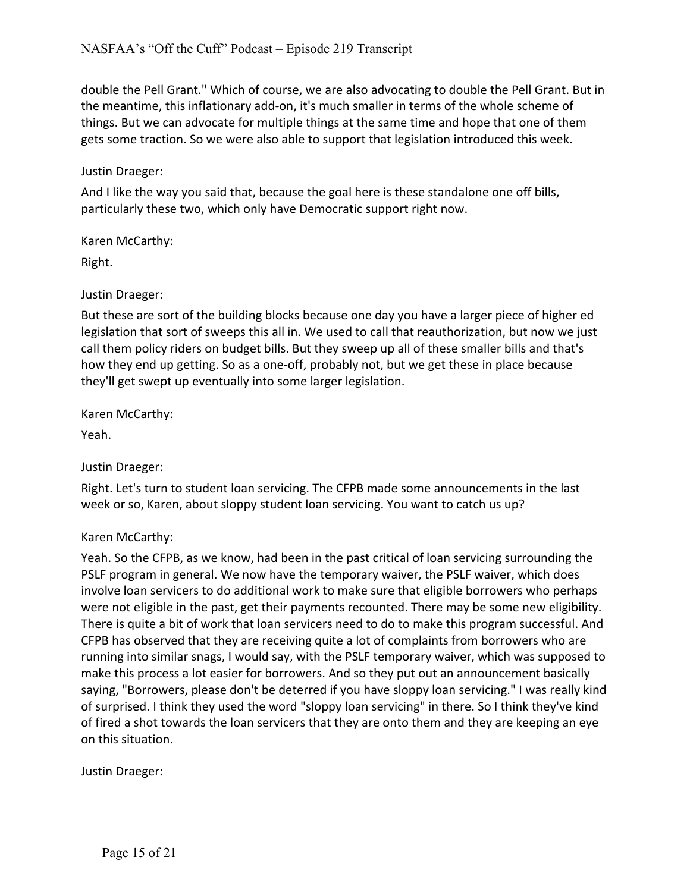double the Pell Grant." Which of course, we are also advocating to double the Pell Grant. But in the meantime, this inflationary add-on, it's much smaller in terms of the whole scheme of things. But we can advocate for multiple things at the same time and hope that one of them gets some traction. So we were also able to support that legislation introduced this week.

Justin Draeger:

And I like the way you said that, because the goal here is these standalone one off bills, particularly these two, which only have Democratic support right now.

Karen McCarthy:

Right.

Justin Draeger:

But these are sort of the building blocks because one day you have a larger piece of higher ed legislation that sort of sweeps this all in. We used to call that reauthorization, but now we just call them policy riders on budget bills. But they sweep up all of these smaller bills and that's how they end up getting. So as a one-off, probably not, but we get these in place because they'll get swept up eventually into some larger legislation.

Karen McCarthy:

Yeah.

Justin Draeger:

Right. Let's turn to student loan servicing. The CFPB made some announcements in the last week or so, Karen, about sloppy student loan servicing. You want to catch us up?

Karen McCarthy:

Yeah. So the CFPB, as we know, had been in the past critical of loan servicing surrounding the PSLF program in general. We now have the temporary waiver, the PSLF waiver, which does involve loan servicers to do additional work to make sure that eligible borrowers who perhaps were not eligible in the past, get their payments recounted. There may be some new eligibility. There is quite a bit of work that loan servicers need to do to make this program successful. And CFPB has observed that they are receiving quite a lot of complaints from borrowers who are running into similar snags, I would say, with the PSLF temporary waiver, which was supposed to make this process a lot easier for borrowers. And so they put out an announcement basically saying, "Borrowers, please don't be deterred if you have sloppy loan servicing." I was really kind of surprised. I think they used the word "sloppy loan servicing" in there. So I think they've kind of fired a shot towards the loan servicers that they are onto them and they are keeping an eye on this situation.

Justin Draeger: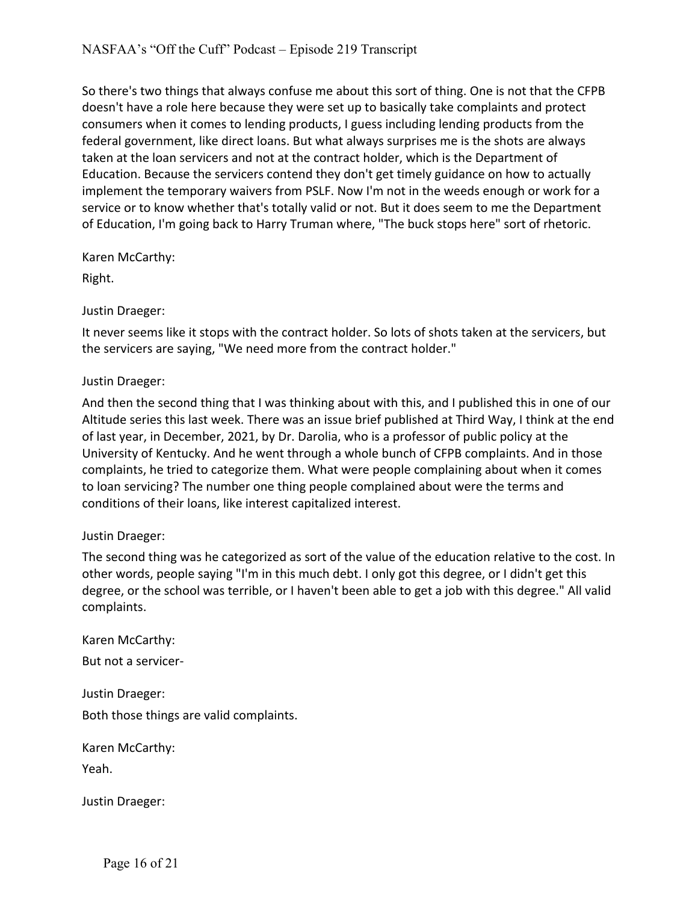So there's two things that always confuse me about this sort of thing. One is not that the CFPB doesn't have a role here because they were set up to basically take complaints and protect consumers when it comes to lending products, I guess including lending products from the federal government, like direct loans. But what always surprises me is the shots are always taken at the loan servicers and not at the contract holder, which is the Department of Education. Because the servicers contend they don't get timely guidance on how to actually implement the temporary waivers from PSLF. Now I'm not in the weeds enough or work for a service or to know whether that's totally valid or not. But it does seem to me the Department of Education, I'm going back to Harry Truman where, "The buck stops here" sort of rhetoric.

Karen McCarthy:

Right.

Justin Draeger:

It never seems like it stops with the contract holder. So lots of shots taken at the servicers, but the servicers are saying, "We need more from the contract holder."

Justin Draeger:

And then the second thing that I was thinking about with this, and I published this in one of our Altitude series this last week. There was an issue brief published at Third Way, I think at the end of last year, in December, 2021, by Dr. Darolia, who is a professor of public policy at the University of Kentucky. And he went through a whole bunch of CFPB complaints. And in those complaints, he tried to categorize them. What were people complaining about when it comes to loan servicing? The number one thing people complained about were the terms and conditions of their loans, like interest capitalized interest.

Justin Draeger:

The second thing was he categorized as sort of the value of the education relative to the cost. In other words, people saying "I'm in this much debt. I only got this degree, or I didn't get this degree, or the school was terrible, or I haven't been able to get a job with this degree." All valid complaints.

Karen McCarthy:

But not a servicer-

Justin Draeger:

Both those things are valid complaints.

Karen McCarthy:

Yeah.

Justin Draeger: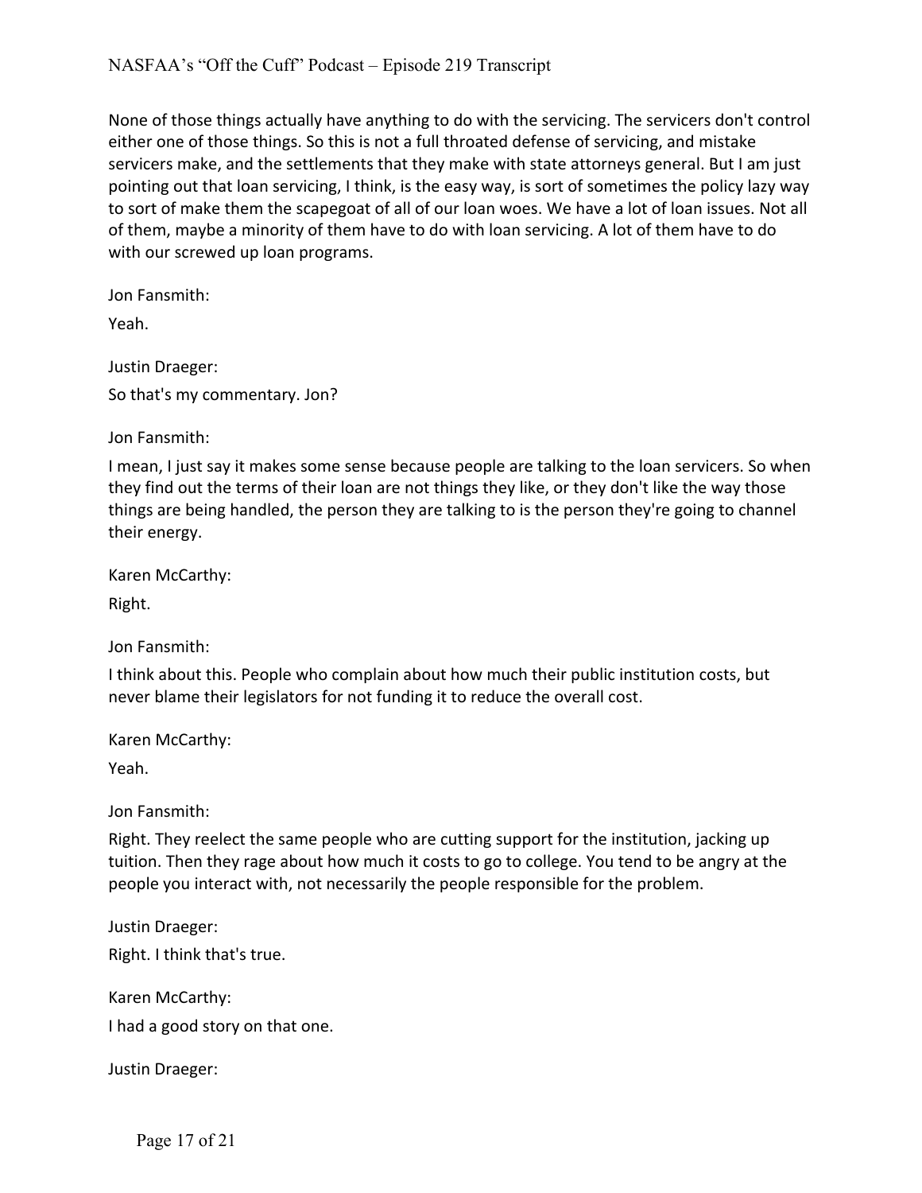None of those things actually have anything to do with the servicing. The servicers don't control either one of those things. So this is not a full throated defense of servicing, and mistake servicers make, and the settlements that they make with state attorneys general. But I am just pointing out that loan servicing, I think, is the easy way, is sort of sometimes the policy lazy way to sort of make them the scapegoat of all of our loan woes. We have a lot of loan issues. Not all of them, maybe a minority of them have to do with loan servicing. A lot of them have to do with our screwed up loan programs.

Jon Fansmith:

Yeah.

Justin Draeger:

So that's my commentary. Jon?

Jon Fansmith:

I mean, I just say it makes some sense because people are talking to the loan servicers. So when they find out the terms of their loan are not things they like, or they don't like the way those things are being handled, the person they are talking to is the person they're going to channel their energy.

Karen McCarthy:

Right.

Jon Fansmith:

I think about this. People who complain about how much their public institution costs, but never blame their legislators for not funding it to reduce the overall cost.

Karen McCarthy:

Yeah.

Jon Fansmith:

Right. They reelect the same people who are cutting support for the institution, jacking up tuition. Then they rage about how much it costs to go to college. You tend to be angry at the people you interact with, not necessarily the people responsible for the problem.

Justin Draeger:

Right. I think that's true.

Karen McCarthy:

I had a good story on that one.

Justin Draeger: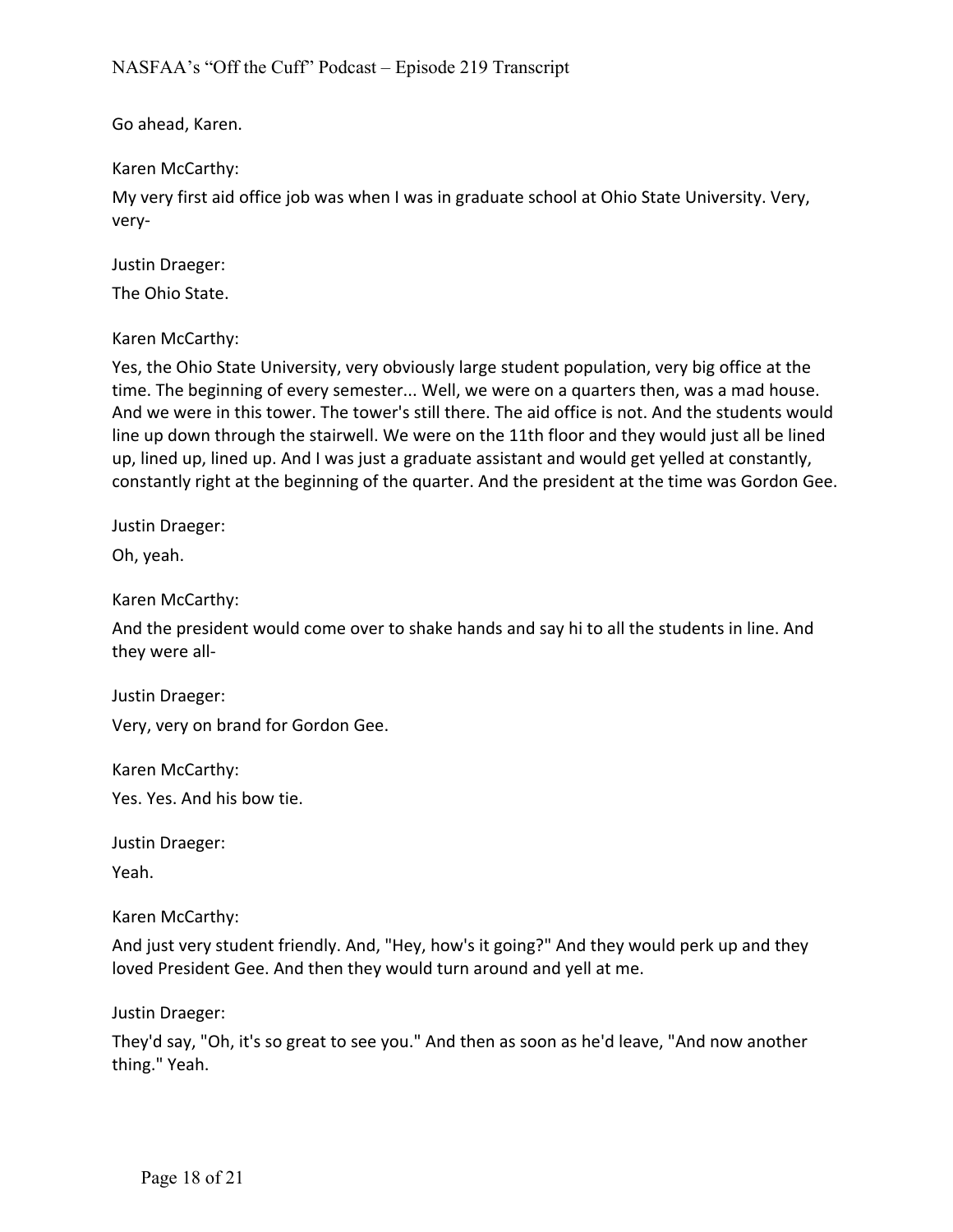Go ahead, Karen.

Karen McCarthy:

My very first aid office job was when I was in graduate school at Ohio State University. Very, very-

Justin Draeger:

The Ohio State.

Karen McCarthy:

Yes, the Ohio State University, very obviously large student population, very big office at the time. The beginning of every semester... Well, we were on a quarters then, was a mad house. And we were in this tower. The tower's still there. The aid office is not. And the students would line up down through the stairwell. We were on the 11th floor and they would just all be lined up, lined up, lined up. And I was just a graduate assistant and would get yelled at constantly, constantly right at the beginning of the quarter. And the president at the time was Gordon Gee.

Justin Draeger:

Oh, yeah.

Karen McCarthy:

And the president would come over to shake hands and say hi to all the students in line. And they were all-

Justin Draeger:

Very, very on brand for Gordon Gee.

Karen McCarthy:

Yes. Yes. And his bow tie.

Justin Draeger:

Yeah.

Karen McCarthy:

And just very student friendly. And, "Hey, how's it going?" And they would perk up and they loved President Gee. And then they would turn around and yell at me.

Justin Draeger:

They'd say, "Oh, it's so great to see you." And then as soon as he'd leave, "And now another thing." Yeah.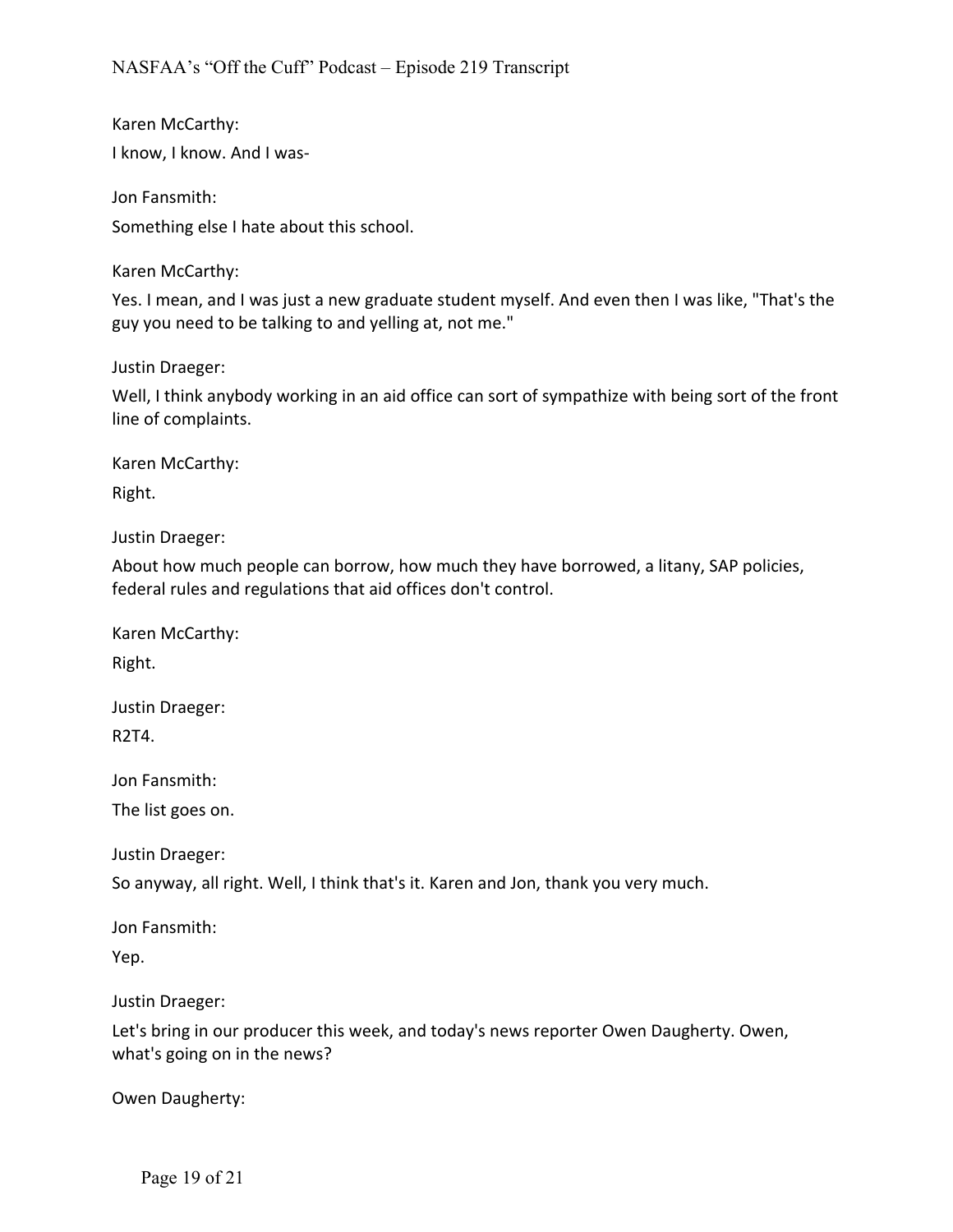Karen McCarthy:

I know, I know. And I was-

Jon Fansmith:

Something else I hate about this school.

Karen McCarthy:

Yes. I mean, and I was just a new graduate student myself. And even then I was like, "That's the guy you need to be talking to and yelling at, not me."

Justin Draeger:

Well, I think anybody working in an aid office can sort of sympathize with being sort of the front line of complaints.

Karen McCarthy:

Right.

Justin Draeger:

About how much people can borrow, how much they have borrowed, a litany, SAP policies, federal rules and regulations that aid offices don't control.

Karen McCarthy:

Right.

Justin Draeger:

R2T4.

Jon Fansmith:

The list goes on.

Justin Draeger:

So anyway, all right. Well, I think that's it. Karen and Jon, thank you very much.

Jon Fansmith:

Yep.

Justin Draeger:

Let's bring in our producer this week, and today's news reporter Owen Daugherty. Owen, what's going on in the news?

Owen Daugherty: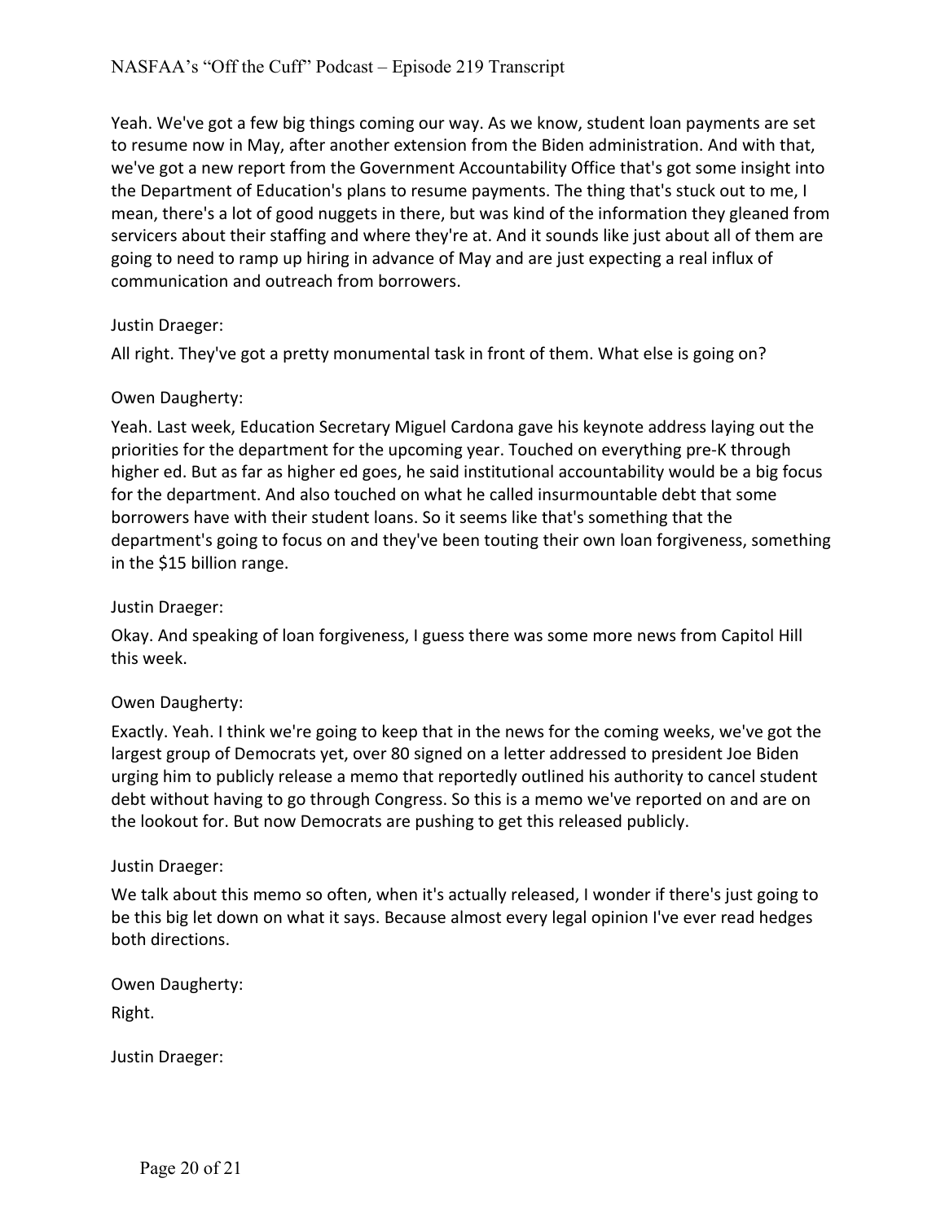Yeah. We've got a few big things coming our way. As we know, student loan payments are set to resume now in May, after another extension from the Biden administration. And with that, we've got a new report from the Government Accountability Office that's got some insight into the Department of Education's plans to resume payments. The thing that's stuck out to me, I mean, there's a lot of good nuggets in there, but was kind of the information they gleaned from servicers about their staffing and where they're at. And it sounds like just about all of them are going to need to ramp up hiring in advance of May and are just expecting a real influx of communication and outreach from borrowers.

Justin Draeger:

All right. They've got a pretty monumental task in front of them. What else is going on?

Owen Daugherty:

Yeah. Last week, Education Secretary Miguel Cardona gave his keynote address laying out the priorities for the department for the upcoming year. Touched on everything pre-K through higher ed. But as far as higher ed goes, he said institutional accountability would be a big focus for the department. And also touched on what he called insurmountable debt that some borrowers have with their student loans. So it seems like that's something that the department's going to focus on and they've been touting their own loan forgiveness, something in the $15 billion range.

Justin Draeger:

Okay. And speaking of loan forgiveness, I guess there was some more news from Capitol Hill this week.

Owen Daugherty:

Exactly. Yeah. I think we're going to keep that in the news for the coming weeks, we've got the largest group of Democrats yet, over 80 signed on a letter addressed to president Joe Biden urging him to publicly release a memo that reportedly outlined his authority to cancel student debt without having to go through Congress. So this is a memo we've reported on and are on the lookout for. But now Democrats are pushing to get this released publicly.

Justin Draeger:

We talk about this memo so often, when it's actually released, I wonder if there's just going to be this big let down on what it says. Because almost every legal opinion I've ever read hedges both directions.

Owen Daugherty:

Right.

Justin Draeger: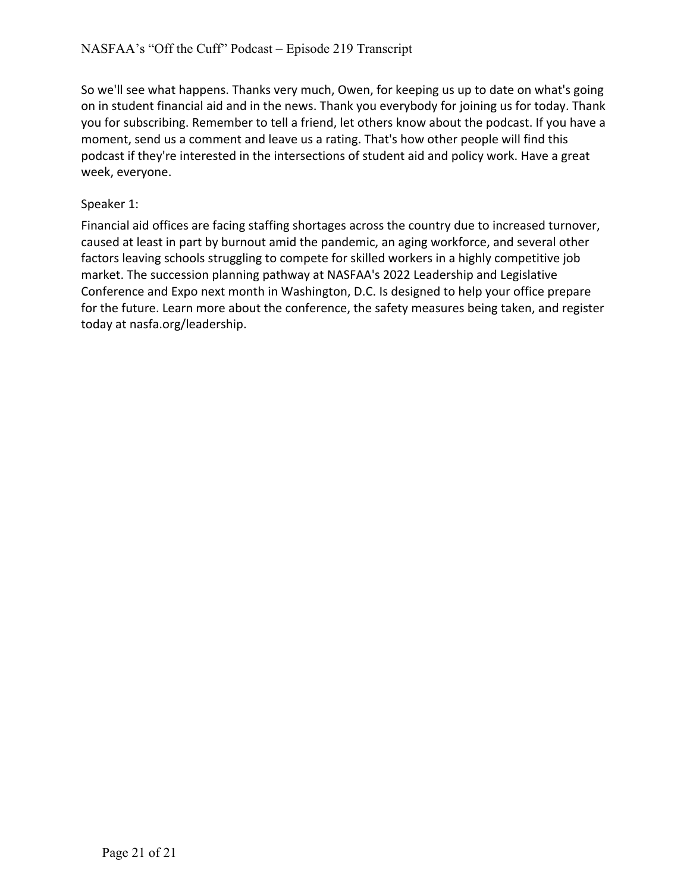So we'll see what happens. Thanks very much, Owen, for keeping us up to date on what's going on in student financial aid and in the news. Thank you everybody for joining us for today. Thank you for subscribing. Remember to tell a friend, let others know about the podcast. If you have a moment, send us a comment and leave us a rating. That's how other people will find this podcast if they're interested in the intersections of student aid and policy work. Have a great week, everyone.

Speaker 1:

Financial aid offices are facing staffing shortages across the country due to increased turnover, caused at least in part by burnout amid the pandemic, an aging workforce, and several other factors leaving schools struggling to compete for skilled workers in a highly competitive job market. The succession planning pathway at NASFAA's 2022 Leadership and Legislative Conference and Expo next month in Washington, D.C. Is designed to help your office prepare for the future. Learn more about the conference, the safety measures being taken, and register today at nasfa.org/leadership.